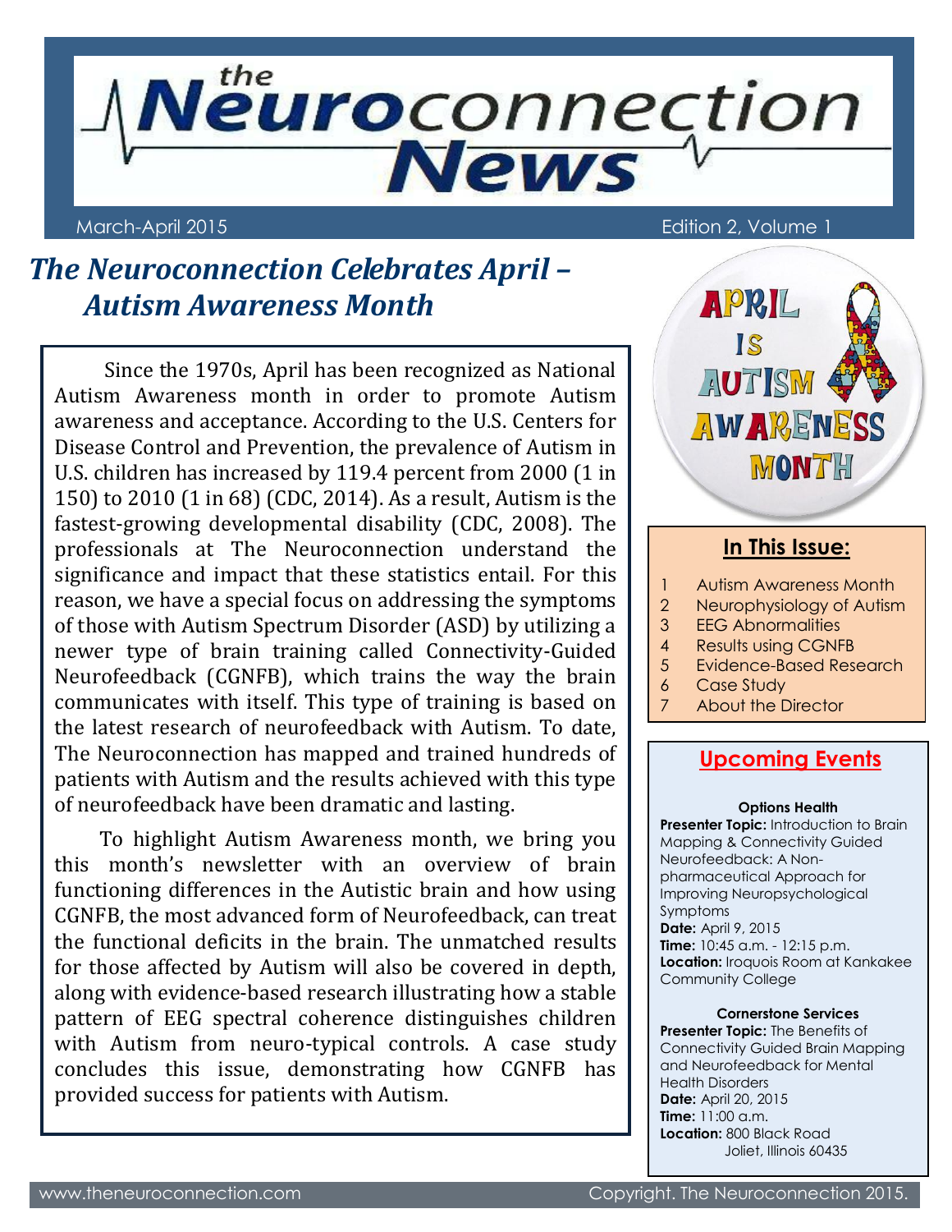# the Neuroconnection News

March-April 2015 — Edition 2, Volume 1

## The Neuroconnection Celebrates April – Autism Awareness Month

Since the 1970s, April has been recognized as National Autism Awareness month in order to promote Autism awareness and acceptance. According to the U.S. Centers for Disease Control and Prevention, the prevalence of Autism in U.S. children has increased by 119.4 percent from 2000 (1 in 150) to 2010 (1 in 68) (CDC, 2014). As a result, Autism is the fastest-growing developmental disability (CDC, 2008). The professionals at The Neuroconnection understand the significance and impact that these statistics entail. For this reason, we have a special focus on addressing the symptoms of those with Autism Spectrum Disorder (ASD) by utilizing a newer type of brain training called Connectivity-Guided Neurofeedback (CGNFB), which trains the way the brain communicates with itself. This type of training is based on the latest research of neurofeedback with Autism. To date, The Neuroconnection has mapped and trained hundreds of patients with Autism and the results achieved with this type of neurofeedback have been dramatic and lasting.

To highlight Autism Awareness month, we bring you this month's newsletter with an overview of brain functioning differences in the Autistic brain and how using CGNFB, the most advanced form of Neurofeedback, can treat the functional deficits in the brain. The unmatched results for those affected by Autism will also be covered in depth, along with evidence-based research illustrating how a stable pattern of EEG spectral coherence distinguishes children with Autism from neuro-typical controls. A case study concludes this issue, demonstrating how CGNFB has provided success for patients with Autism.

APRIL IS AUTISM AWARENESS MONTH

### In This Issue:

1. Autism Awareness Month
2. Neurophysiology of Autism
3. EEG Abnormalities
4. Results using CGNFB
5. Evidence-Based Research
6. Case Study
7. About the Director

### Upcoming Events

**Options Health**
**Presenter Topic:** Introduction to Brain Mapping & Connectivity Guided Neurofeedback: A Non-pharmaceutical Approach for Improving Neuropsychological Symptoms
**Date:** April 9, 2015
**Time:** 10:45 a.m. - 12:15 p.m.
**Location:** Iroquois Room at Kankakee Community College

**Cornerstone Services**
**Presenter Topic:** The Benefits of Connectivity Guided Brain Mapping and Neurofeedback for Mental Health Disorders
**Date:** April 20, 2015
**Time:** 11:00 a.m.
**Location:** 800 Black Road
Joliet, Illinois 60435

www.theneuroconnection.com — Copyright. The Neuroconnection 2015.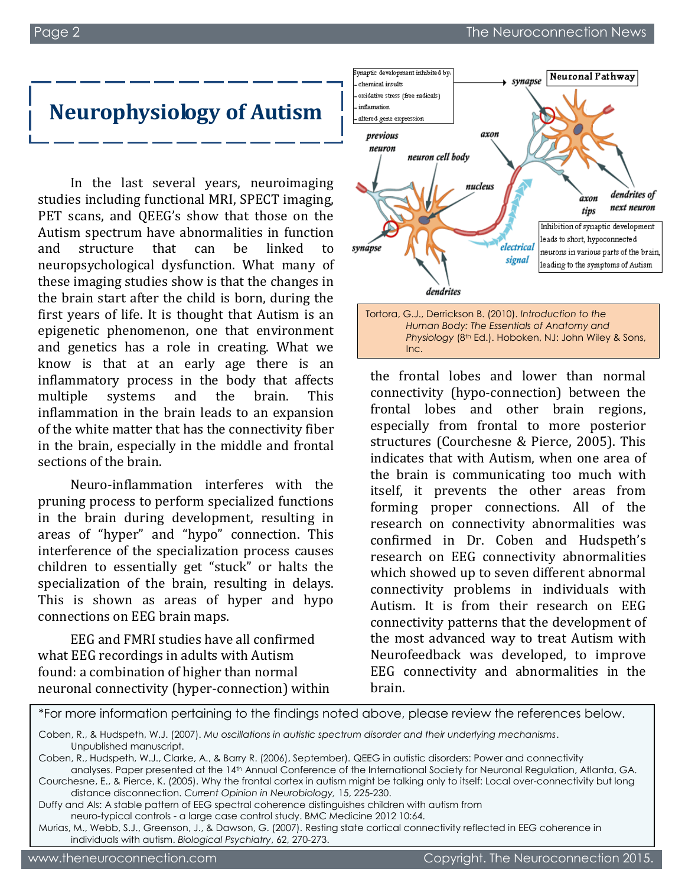# Neurophysiology of Autism

In the last several years, neuroimaging studies including functional MRI, SPECT imaging, PET scans, and QEEG's show that those on the Autism spectrum have abnormalities in function and structure that can be linked to neuropsychological dysfunction. What many of these imaging studies show is that the changes in the brain start after the child is born, during the first years of life. It is thought that Autism is an epigenetic phenomenon, one that environment and genetics has a role in creating. What we know is that at an early age there is an inflammatory process in the body that affects multiple systems and the brain. This inflammation in the brain leads to an expansion of the white matter that has the connectivity fiber in the brain, especially in the middle and frontal sections of the brain.

Neuro-inflammation interferes with the pruning process to perform specialized functions in the brain during development, resulting in areas of "hyper" and "hypo" connection. This interference of the specialization process causes children to essentially get "stuck" or halts the specialization of the brain, resulting in delays. This is shown as areas of hyper and hypo connections on EEG brain maps.

EEG and FMRI studies have all confirmed what EEG recordings in adults with Autism found: a combination of higher than normal neuronal connectivity (hyper-connection) within the frontal lobes and lower than normal connectivity (hypo-connection) between the frontal lobes and other brain regions, especially from frontal to more posterior structures (Courchesne & Pierce, 2005). This indicates that with Autism, when one area of the brain is communicating too much with itself, it prevents the other areas from forming proper connections. All of the research on connectivity abnormalities was confirmed in Dr. Coben and Hudspeth's research on EEG connectivity abnormalities which showed up to seven different abnormal connectivity problems in individuals with Autism. It is from their research on EEG connectivity patterns that the development of the most advanced way to treat Autism with Neurofeedback was developed, to improve EEG connectivity and abnormalities in the brain.

Synaptic development inhibited by:
- chemical insults
- oxidative stress (free radicals)
- inflamation
- altered gene expression

Neuronal Pathway

synapse · previous neuron · neuron cell body · nucleus · axon · axon tips · dendrites of next neuron · electrical signal · synapse · dendrites

Inhibition of synaptic development leads to short, hypoconnected neurons in various parts of the brain, leading to the symptoms of Autism

Tortora, G.J., Derrickson B. (2010). *Introduction to the Human Body: The Essentials of Anatomy and Physiology* (8th Ed.). Hoboken, NJ: John Wiley & Sons, Inc.

*For more information pertaining to the findings noted above, please review the references below.

Coben, R., & Hudspeth, W.J. (2007). *Mu oscillations in autistic spectrum disorder and their underlying mechanisms*. Unpublished manuscript.

Coben, R., Hudspeth, W.J., Clarke, A., & Barry R. (2006), September). QEEG in autistic disorders: Power and connectivity analyses. Paper presented at the 14th Annual Conference of the International Society for Neuronal Regulation, Atlanta, GA.

Courchesne, E., & Pierce, K. (2005). Why the frontal cortex in autism might be talking only to itself: Local over-connectivity but long distance disconnection. *Current Opinion in Neurobiology,* 15, 225-230.

Duffy and Als: A stable pattern of EEG spectral coherence distinguishes children with autism from neuro-typical controls - a large case control study. BMC Medicine 2012 10:64.

Murias, M., Webb, S.J., Greenson, J., & Dawson, G. (2007). Resting state cortical connectivity reflected in EEG coherence in individuals with autism. *Biological Psychiatry*, 62, 270-273.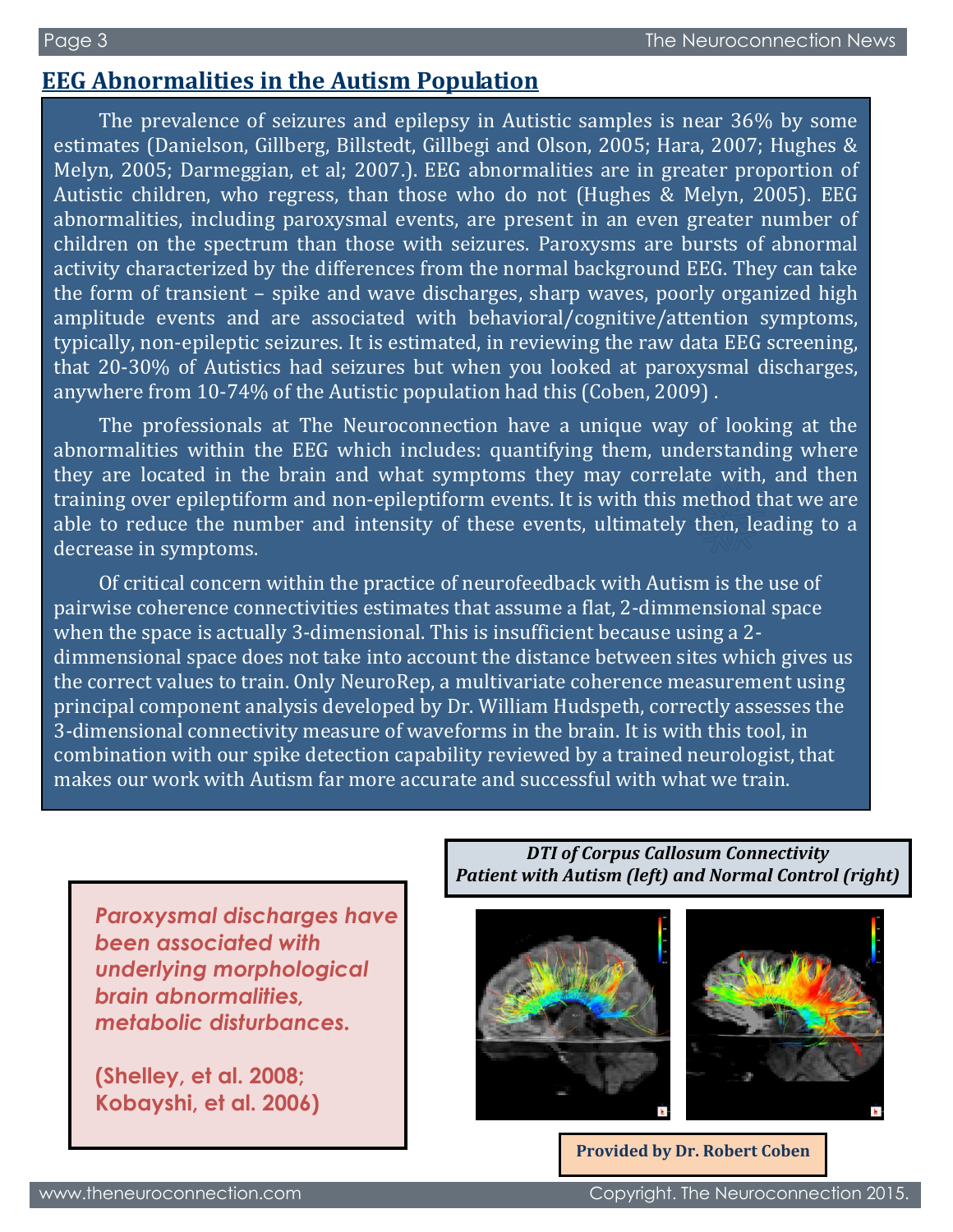## EEG Abnormalities in the Autism Population

The prevalence of seizures and epilepsy in Autistic samples is near 36% by some estimates (Danielson, Gillberg, Billstedt, Gillbegi and Olson, 2005; Hara, 2007; Hughes & Melyn, 2005; Darmeggian, et al; 2007.). EEG abnormalities are in greater proportion of Autistic children, who regress, than those who do not (Hughes & Melyn, 2005). EEG abnormalities, including paroxysmal events, are present in an even greater number of children on the spectrum than those with seizures. Paroxysms are bursts of abnormal activity characterized by the differences from the normal background EEG. They can take the form of transient – spike and wave discharges, sharp waves, poorly organized high amplitude events and are associated with behavioral/cognitive/attention symptoms, typically, non-epileptic seizures. It is estimated, in reviewing the raw data EEG screening, that 20-30% of Autistics had seizures but when you looked at paroxysmal discharges, anywhere from 10-74% of the Autistic population had this (Coben, 2009) .

The professionals at The Neuroconnection have a unique way of looking at the abnormalities within the EEG which includes: quantifying them, understanding where they are located in the brain and what symptoms they may correlate with, and then training over epileptiform and non-epileptiform events. It is with this method that we are able to reduce the number and intensity of these events, ultimately then, leading to a decrease in symptoms.

Of critical concern within the practice of neurofeedback with Autism is the use of pairwise coherence connectivities estimates that assume a flat, 2-dimmensional space when the space is actually 3-dimensional. This is insufficient because using a 2-dimmensional space does not take into account the distance between sites which gives us the correct values to train. Only NeuroRep, a multivariate coherence measurement using principal component analysis developed by Dr. William Hudspeth, correctly assesses the 3-dimensional connectivity measure of waveforms in the brain. It is with this tool, in combination with our spike detection capability reviewed by a trained neurologist, that makes our work with Autism far more accurate and successful with what we train.

***Paroxysmal discharges have been associated with underlying morphological brain abnormalities, metabolic disturbances.***

**(Shelley, et al. 2008; Kobayshi, et al. 2006)**

***DTI of Corpus Callosum Connectivity***
***Patient with Autism (left) and Normal Control (right)***

**Provided by Dr. Robert Coben**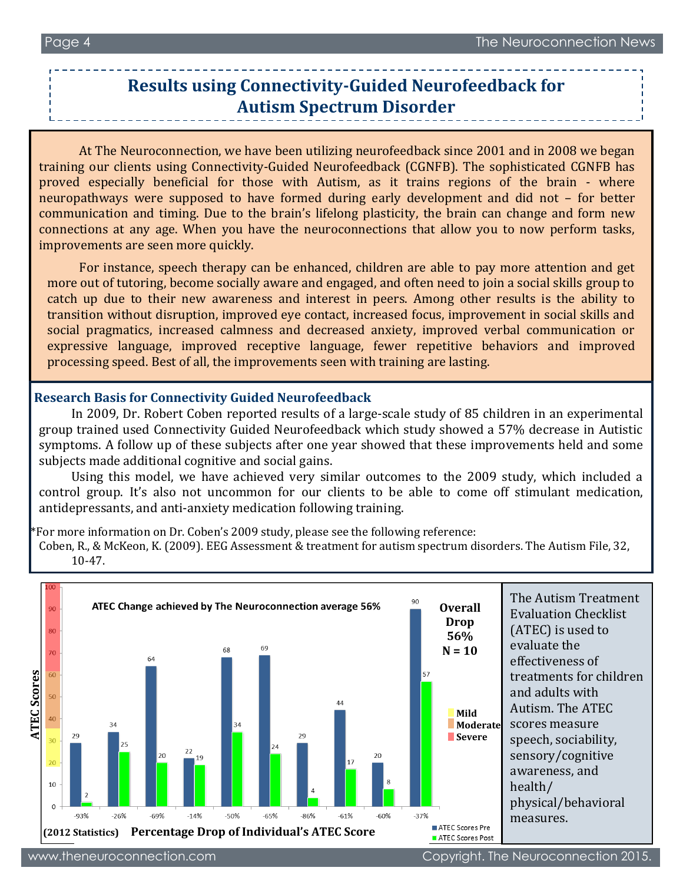# Results using Connectivity-Guided Neurofeedback for Autism Spectrum Disorder

At The Neuroconnection, we have been utilizing neurofeedback since 2001 and in 2008 we began training our clients using Connectivity-Guided Neurofeedback (CGNFB). The sophisticated CGNFB has proved especially beneficial for those with Autism, as it trains regions of the brain - where neuropathways were supposed to have formed during early development and did not – for better communication and timing. Due to the brain's lifelong plasticity, the brain can change and form new connections at any age. When you have the neuroconnections that allow you to now perform tasks, improvements are seen more quickly.

For instance, speech therapy can be enhanced, children are able to pay more attention and get more out of tutoring, become socially aware and engaged, and often need to join a social skills group to catch up due to their new awareness and interest in peers. Among other results is the ability to transition without disruption, improved eye contact, increased focus, improvement in social skills and social pragmatics, increased calmness and decreased anxiety, improved verbal communication or expressive language, improved receptive language, fewer repetitive behaviors and improved processing speed. Best of all, the improvements seen with training are lasting.

### Research Basis for Connectivity Guided Neurofeedback

In 2009, Dr. Robert Coben reported results of a large-scale study of 85 children in an experimental group trained used Connectivity Guided Neurofeedback which study showed a 57% decrease in Autistic symptoms. A follow up of these subjects after one year showed that these improvements held and some subjects made additional cognitive and social gains.

Using this model, we have achieved very similar outcomes to the 2009 study, which included a control group. It's also not uncommon for our clients to be able to come off stimulant medication, antidepressants, and anti-anxiety medication following training.

*For more information on Dr. Coben's 2009 study, please see the following reference:
Coben, R., & McKeon, K. (2009). EEG Assessment & treatment for autism spectrum disorders. The Autism File, 32, 10-47.

**ATEC Change achieved by The Neuroconnection average 56%**

**Overall Drop 56%**
**N = 10**

| Percentage Drop of Individual's ATEC Score | ATEC Scores Pre | ATEC Scores Post |
|---|---|---|
| -93% | 29 | 2 |
| -26% | 34 | 25 |
| -69% | 64 | 20 |
| -14% | 22 | 19 |
| -50% | 68 | 34 |
| -65% | 69 | 24 |
| -86% | 29 | 4 |
| -61% | 44 | 17 |
| -60% | 20 | 8 |
| -37% | 90 | 57 |

Legend: Mild, Moderate, Severe

(2012 Statistics) **Percentage Drop of Individual's ATEC Score**

The Autism Treatment Evaluation Checklist (ATEC) is used to evaluate the effectiveness of treatments for children and adults with Autism. The ATEC scores measure speech, sociability, sensory/cognitive awareness, and health/ physical/behavioral measures.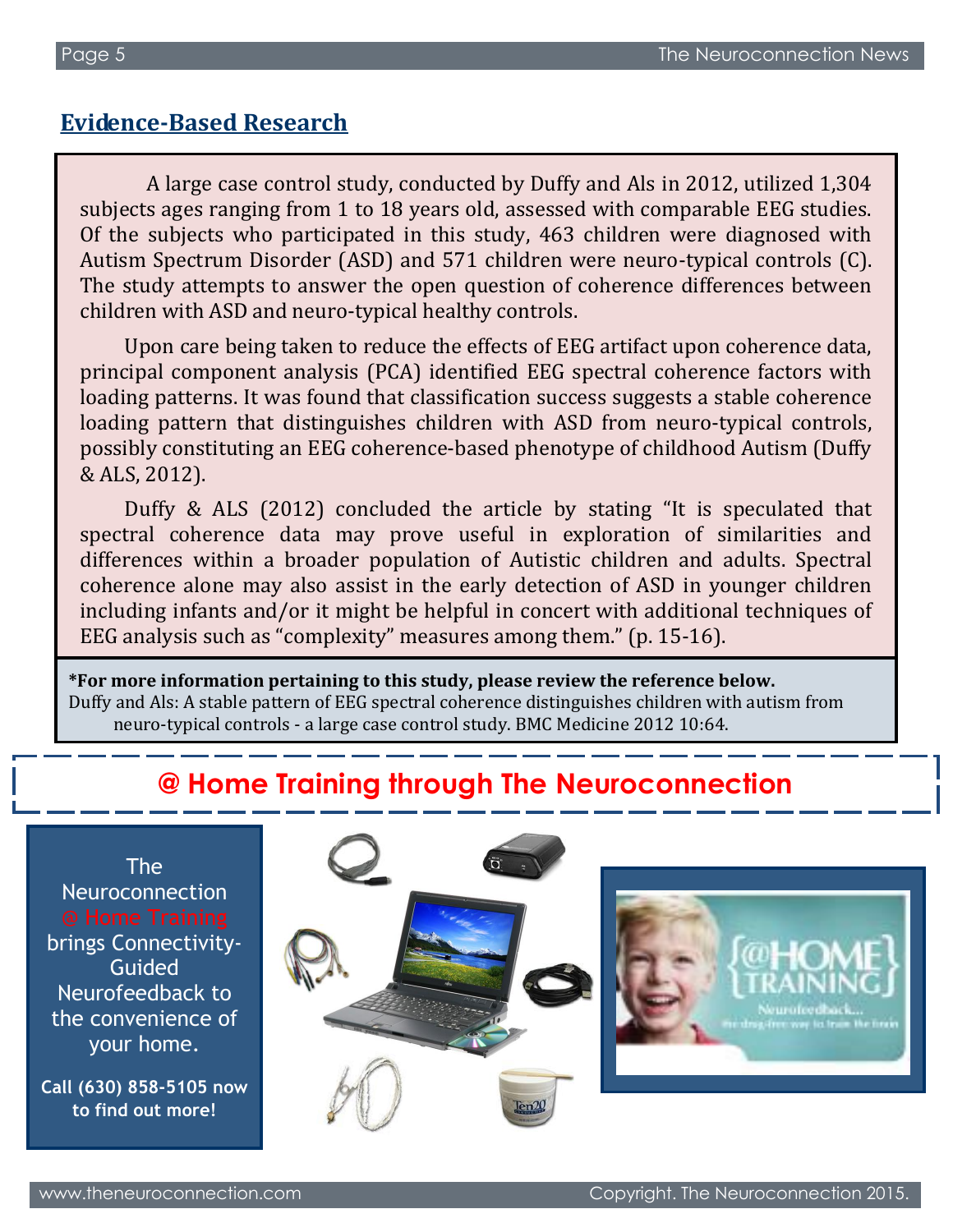## Evidence-Based Research

A large case control study, conducted by Duffy and Als in 2012, utilized 1,304 subjects ages ranging from 1 to 18 years old, assessed with comparable EEG studies. Of the subjects who participated in this study, 463 children were diagnosed with Autism Spectrum Disorder (ASD) and 571 children were neuro-typical controls (C). The study attempts to answer the open question of coherence differences between children with ASD and neuro-typical healthy controls.

Upon care being taken to reduce the effects of EEG artifact upon coherence data, principal component analysis (PCA) identified EEG spectral coherence factors with loading patterns. It was found that classification success suggests a stable coherence loading pattern that distinguishes children with ASD from neuro-typical controls, possibly constituting an EEG coherence-based phenotype of childhood Autism (Duffy & ALS, 2012).

Duffy & ALS (2012) concluded the article by stating "It is speculated that spectral coherence data may prove useful in exploration of similarities and differences within a broader population of Autistic children and adults. Spectral coherence alone may also assist in the early detection of ASD in younger children including infants and/or it might be helpful in concert with additional techniques of EEG analysis such as "complexity" measures among them." (p. 15-16).

**\*For more information pertaining to this study, please review the reference below.**
Duffy and Als: A stable pattern of EEG spectral coherence distinguishes children with autism from neuro-typical controls - a large case control study. BMC Medicine 2012 10:64.

## @ Home Training through The Neuroconnection

The Neuroconnection @ Home Training brings Connectivity-Guided Neurofeedback to the convenience of your home.

**Call (630) 858-5105 now to find out more!**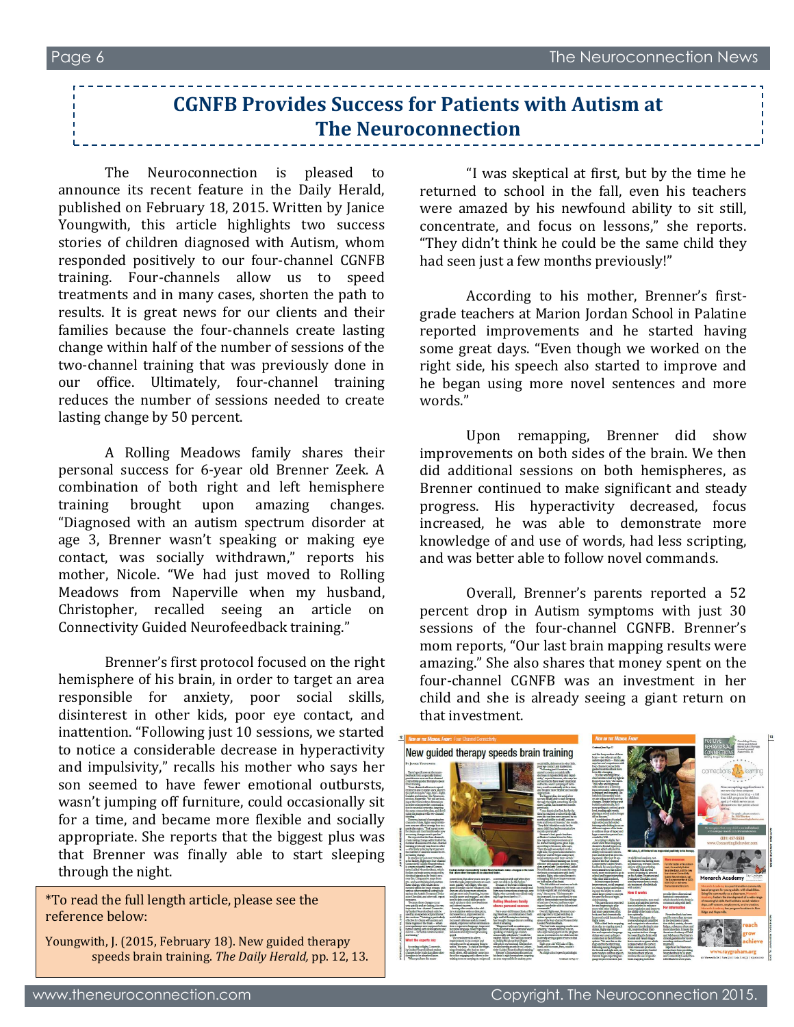## CGNFB Provides Success for Patients with Autism at The Neuroconnection

The Neuroconnection is pleased to announce its recent feature in the Daily Herald, published on February 18, 2015. Written by Janice Youngwith, this article highlights two success stories of children diagnosed with Autism, whom responded positively to our four-channel CGNFB training. Four-channels allow us to speed treatments and in many cases, shorten the path to results. It is great news for our clients and their families because the four-channels create lasting change within half of the number of sessions of the two-channel training that was previously done in our office. Ultimately, four-channel training reduces the number of sessions needed to create lasting change by 50 percent.

A Rolling Meadows family shares their personal success for 6-year old Brenner Zeek. A combination of both right and left hemisphere training brought upon amazing changes. "Diagnosed with an autism spectrum disorder at age 3, Brenner wasn't speaking or making eye contact, was socially withdrawn," reports his mother, Nicole. "We had just moved to Rolling Meadows from Naperville when my husband, Christopher, recalled seeing an article on Connectivity Guided Neurofeedback training."

Brenner's first protocol focused on the right hemisphere of his brain, in order to target an area responsible for anxiety, poor social skills, disinterest in other kids, poor eye contact, and inattention. "Following just 10 sessions, we started to notice a considerable decrease in hyperactivity and impulsivity," recalls his mother who says her son seemed to have fewer emotional outbursts, wasn't jumping off furniture, could occasionally sit for a time, and became more flexible and socially appropriate. She reports that the biggest plus was that Brenner was finally able to start sleeping through the night.

*To read the full length article, please see the reference below:

Youngwith, J. (2015, February 18). New guided therapy speeds brain training. *The Daily Herald,* pp. 12, 13.

"I was skeptical at first, but by the time he returned to school in the fall, even his teachers were amazed by his newfound ability to sit still, concentrate, and focus on lessons," she reports. "They didn't think he could be the same child they had seen just a few months previously!"

According to his mother, Brenner's first-grade teachers at Marion Jordan School in Palatine reported improvements and he started having some great days. "Even though we worked on the right side, his speech also started to improve and he began using more novel sentences and more words."

Upon remapping, Brenner did show improvements on both sides of the brain. We then did additional sessions on both hemispheres, as Brenner continued to make significant and steady progress. His hyperactivity decreased, focus increased, he was able to demonstrate more knowledge of and use of words, had less scripting, and was better able to follow novel commands.

Overall, Brenner's parents reported a 52 percent drop in Autism symptoms with just 30 sessions of the four-channel CGNFB. Brenner's mom reports, "Our last brain mapping results were amazing." She also shares that money spent on the four-channel CGNFB was an investment in her child and she is already seeing a giant return on that investment.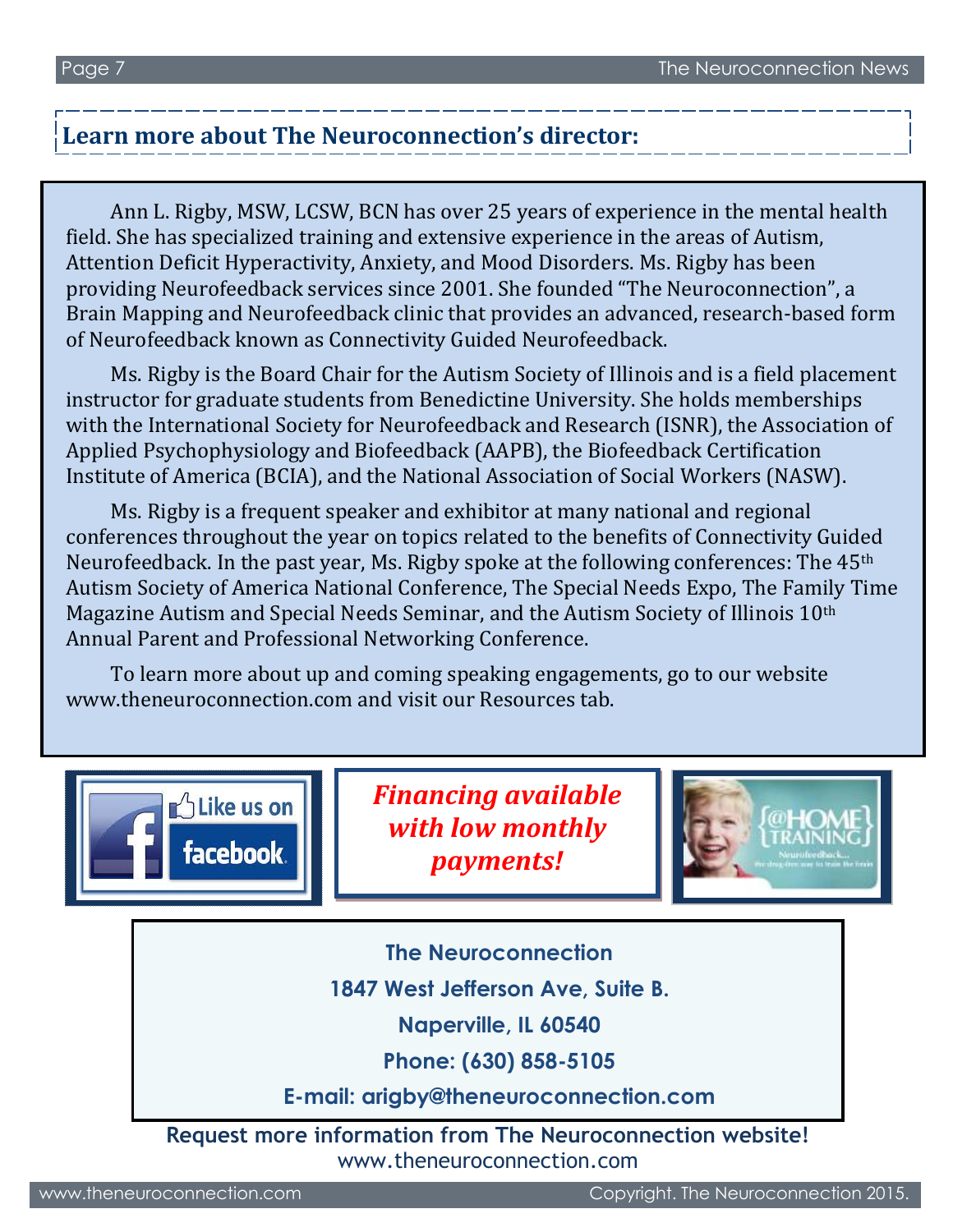## Learn more about The Neuroconnection's director:

Ann L. Rigby, MSW, LCSW, BCN has over 25 years of experience in the mental health field. She has specialized training and extensive experience in the areas of Autism, Attention Deficit Hyperactivity, Anxiety, and Mood Disorders. Ms. Rigby has been providing Neurofeedback services since 2001. She founded "The Neuroconnection", a Brain Mapping and Neurofeedback clinic that provides an advanced, research-based form of Neurofeedback known as Connectivity Guided Neurofeedback.

Ms. Rigby is the Board Chair for the Autism Society of Illinois and is a field placement instructor for graduate students from Benedictine University. She holds memberships with the International Society for Neurofeedback and Research (ISNR), the Association of Applied Psychophysiology and Biofeedback (AAPB), the Biofeedback Certification Institute of America (BCIA), and the National Association of Social Workers (NASW).

Ms. Rigby is a frequent speaker and exhibitor at many national and regional conferences throughout the year on topics related to the benefits of Connectivity Guided Neurofeedback. In the past year, Ms. Rigby spoke at the following conferences: The 45th Autism Society of America National Conference, The Special Needs Expo, The Family Time Magazine Autism and Special Needs Seminar, and the Autism Society of Illinois 10th Annual Parent and Professional Networking Conference.

To learn more about up and coming speaking engagements, go to our website www.theneuroconnection.com and visit our Resources tab.

Like us on facebook

***Financing available with low monthly payments!***

{@HOME} {TRAINING}

**The Neuroconnection**

**1847 West Jefferson Ave, Suite B.**

**Naperville, IL 60540**

**Phone: (630) 858-5105**

**E-mail: arigby@theneuroconnection.com**

**Request more information from The Neuroconnection website!**

www.theneuroconnection.com

Copyright. The Neuroconnection 2015.